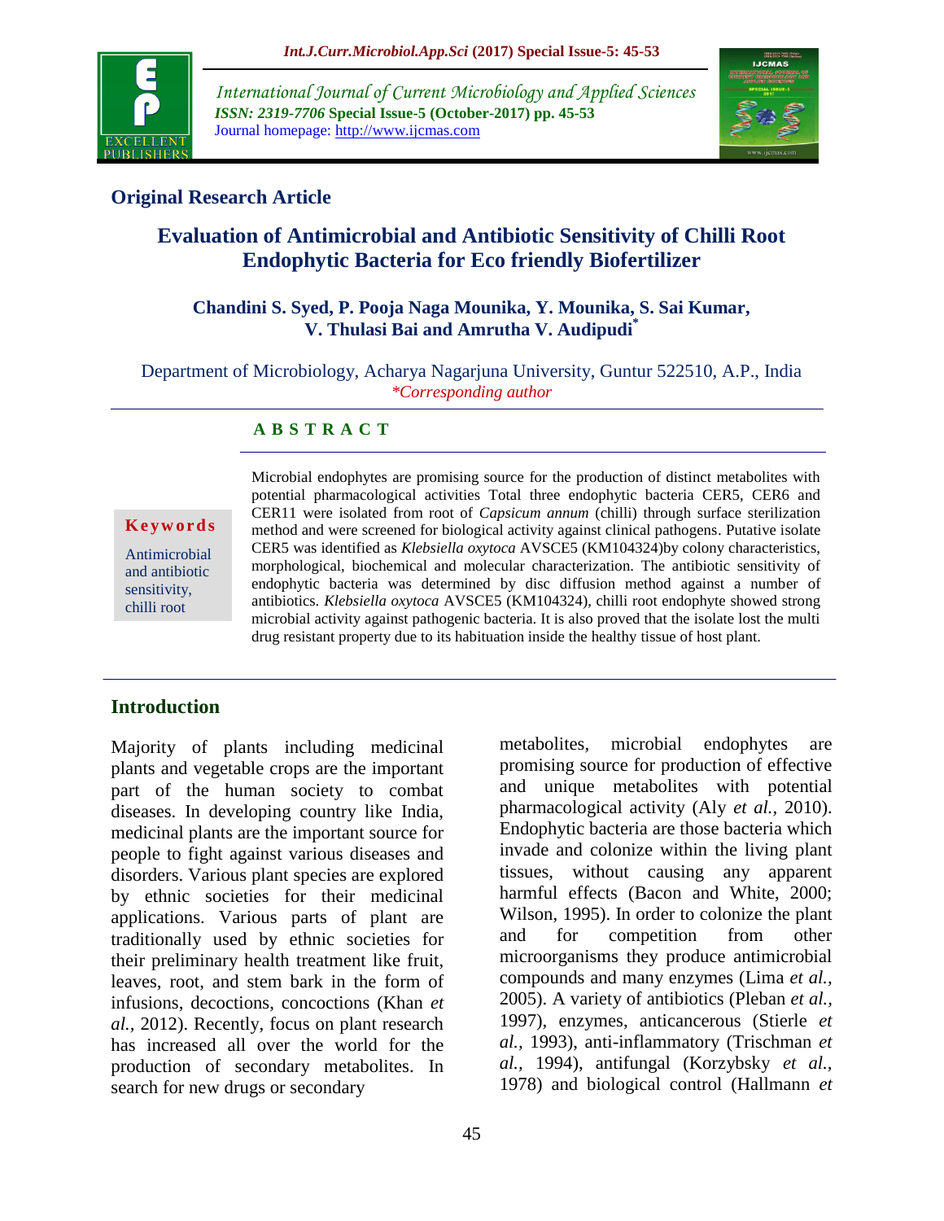## Original Research Article

# Evaluation of Antimicrobial and Antibiotic Sensitivity of Chilli Root Endophytic Bacteria for Eco friendly Biofertilizer

**Chandini S. Syed, P. Pooja Naga Mounika, Y. Mounika, S. Sai Kumar, V. Thulasi Bai and Amrutha V. Audipudi***

Department of Microbiology, Acharya Nagarjuna University, Guntur 522510, A.P., India
*Corresponding author

### A B S T R A C T

**Keywords**

Antimicrobial and antibiotic sensitivity, chilli root

Microbial endophytes are promising source for the production of distinct metabolites with potential pharmacological activities Total three endophytic bacteria CER5, CER6 and CER11 were isolated from root of *Capsicum annum* (chilli) through surface sterilization method and were screened for biological activity against clinical pathogens. Putative isolate CER5 was identified as *Klebsiella oxytoca* AVSCE5 (KM104324)by colony characteristics, morphological, biochemical and molecular characterization. The antibiotic sensitivity of endophytic bacteria was determined by disc diffusion method against a number of antibiotics. *Klebsiella oxytoca* AVSCE5 (KM104324), chilli root endophyte showed strong microbial activity against pathogenic bacteria. It is also proved that the isolate lost the multi drug resistant property due to its habituation inside the healthy tissue of host plant.

## Introduction

Majority of plants including medicinal plants and vegetable crops are the important part of the human society to combat diseases. In developing country like India, medicinal plants are the important source for people to fight against various diseases and disorders. Various plant species are explored by ethnic societies for their medicinal applications. Various parts of plant are traditionally used by ethnic societies for their preliminary health treatment like fruit, leaves, root, and stem bark in the form of infusions, decoctions, concoctions (Khan *et al.*, 2012). Recently, focus on plant research has increased all over the world for the production of secondary metabolites. In search for new drugs or secondary metabolites, microbial endophytes are promising source for production of effective and unique metabolites with potential pharmacological activity (Aly *et al.*, 2010). Endophytic bacteria are those bacteria which invade and colonize within the living plant tissues, without causing any apparent harmful effects (Bacon and White, 2000; Wilson, 1995). In order to colonize the plant and for competition from other microorganisms they produce antimicrobial compounds and many enzymes (Lima *et al.*, 2005). A variety of antibiotics (Pleban *et al.*, 1997), enzymes, anticancerous (Stierle *et al.*, 1993), anti-inflammatory (Trischman *et al.*, 1994), antifungal (Korzybsky *et al.*, 1978) and biological control (Hallmann *et*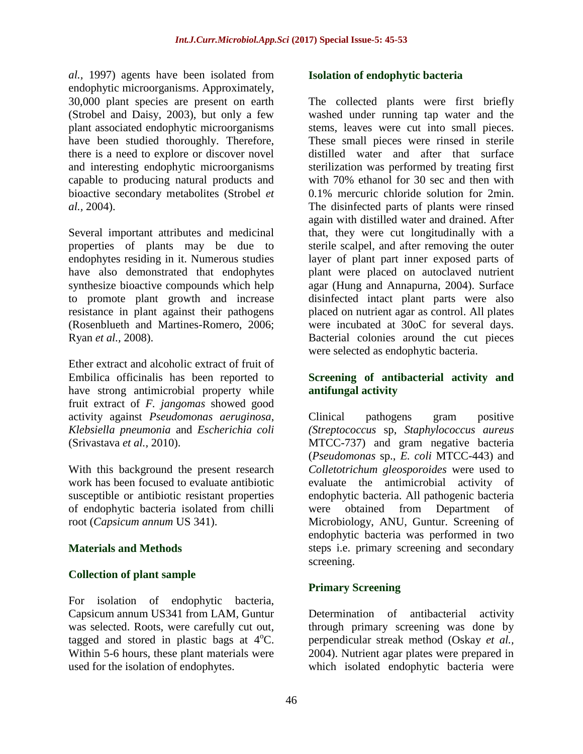*al.,* 1997) agents have been isolated from endophytic microorganisms. Approximately, 30,000 plant species are present on earth (Strobel and Daisy, 2003), but only a few plant associated endophytic microorganisms have been studied thoroughly. Therefore, there is a need to explore or discover novel and interesting endophytic microorganisms capable to producing natural products and bioactive secondary metabolites (Strobel *et al.,* 2004).

Several important attributes and medicinal properties of plants may be due to endophytes residing in it. Numerous studies have also demonstrated that endophytes synthesize bioactive compounds which help to promote plant growth and increase resistance in plant against their pathogens (Rosenblueth and Martines-Romero, 2006; Ryan *et al.,* 2008).

Ether extract and alcoholic extract of fruit of Embilica officinalis has been reported to have strong antimicrobial property while fruit extract of *F. jangomas* showed good activity against *Pseudomonas aeruginosa*, *Klebsiella pneumonia* and *Escherichia coli* (Srivastava *et al.,* 2010).

With this background the present research work has been focused to evaluate antibiotic susceptible or antibiotic resistant properties of endophytic bacteria isolated from chilli root (*Capsicum annum* US 341).

## Materials and Methods

### Collection of plant sample

For isolation of endophytic bacteria, Capsicum annum US341 from LAM, Guntur was selected. Roots, were carefully cut out, tagged and stored in plastic bags at $4^{o}$C. Within 5-6 hours, these plant materials were used for the isolation of endophytes.

### Isolation of endophytic bacteria

The collected plants were first briefly washed under running tap water and the stems, leaves were cut into small pieces. These small pieces were rinsed in sterile distilled water and after that surface sterilization was performed by treating first with 70% ethanol for 30 sec and then with 0.1% mercuric chloride solution for 2min. The disinfected parts of plants were rinsed again with distilled water and drained. After that, they were cut longitudinally with a sterile scalpel, and after removing the outer layer of plant part inner exposed parts of plant were placed on autoclaved nutrient agar (Hung and Annapurna, 2004). Surface disinfected intact plant parts were also placed on nutrient agar as control. All plates were incubated at 30oC for several days. Bacterial colonies around the cut pieces were selected as endophytic bacteria.

### Screening of antibacterial activity and antifungal activity

Clinical pathogens gram positive (*Streptococcus* sp, *Staphylococcus aureus* MTCC-737) and gram negative bacteria (*Pseudomonas* sp., *E. coli* MTCC-443) and *Colletotrichum gleosporoides* were used to evaluate the antimicrobial activity of endophytic bacteria. All pathogenic bacteria were obtained from Department of Microbiology, ANU, Guntur. Screening of endophytic bacteria was performed in two steps i.e. primary screening and secondary screening.

### Primary Screening

Determination of antibacterial activity through primary screening was done by perpendicular streak method (Oskay *et al.,* 2004). Nutrient agar plates were prepared in which isolated endophytic bacteria were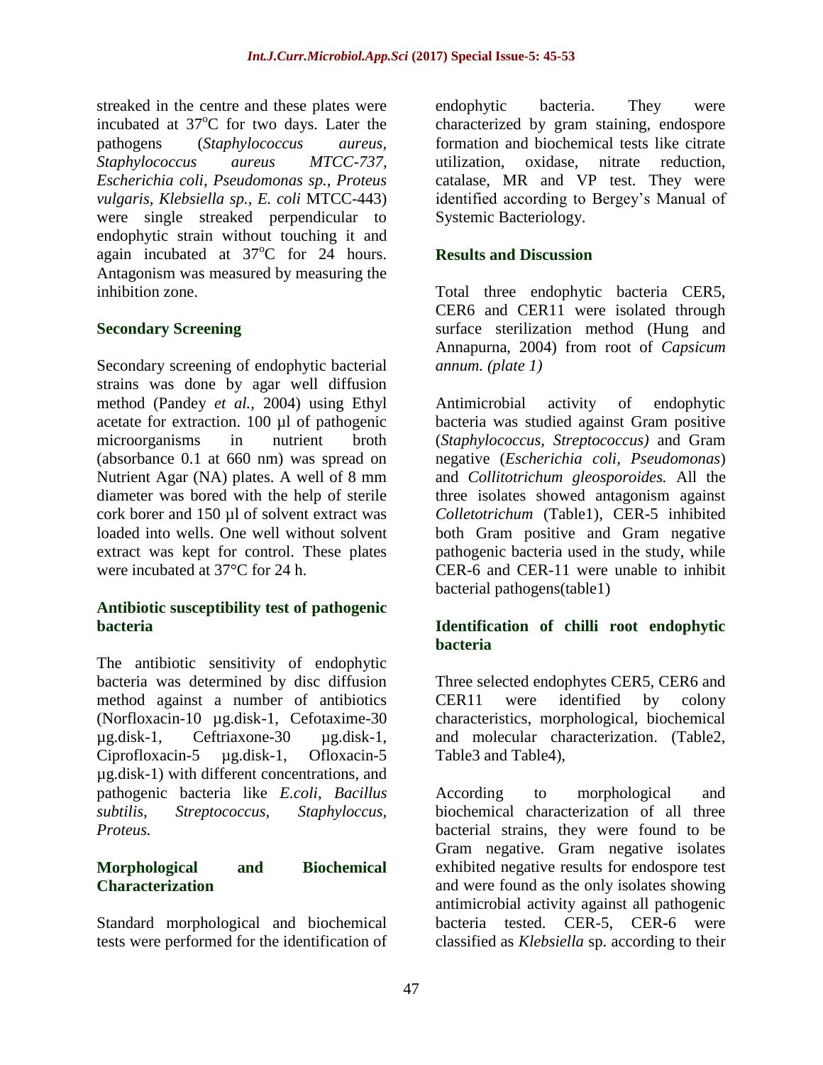streaked in the centre and these plates were incubated at 37°C for two days. Later the pathogens (*Staphylococcus aureus, Staphylococcus aureus MTCC-737, Escherichia coli, Pseudomonas sp., Proteus vulgaris, Klebsiella sp., E. coli* MTCC-443) were single streaked perpendicular to endophytic strain without touching it and again incubated at 37°C for 24 hours. Antagonism was measured by measuring the inhibition zone.

## Secondary Screening

Secondary screening of endophytic bacterial strains was done by agar well diffusion method (Pandey *et al.,* 2004) using Ethyl acetate for extraction. 100 µl of pathogenic microorganisms in nutrient broth (absorbance 0.1 at 660 nm) was spread on Nutrient Agar (NA) plates. A well of 8 mm diameter was bored with the help of sterile cork borer and 150 µl of solvent extract was loaded into wells. One well without solvent extract was kept for control. These plates were incubated at 37°C for 24 h.

## Antibiotic susceptibility test of pathogenic bacteria

The antibiotic sensitivity of endophytic bacteria was determined by disc diffusion method against a number of antibiotics (Norfloxacin-10 µg.disk-1, Cefotaxime-30 µg.disk-1, Ceftriaxone-30 µg.disk-1, Ciprofloxacin-5 µg.disk-1, Ofloxacin-5 µg.disk-1) with different concentrations, and pathogenic bacteria like *E.coli*, *Bacillus subtilis, Streptococcus, Staphyloccus, Proteus.*

## Morphological and Biochemical Characterization

Standard morphological and biochemical tests were performed for the identification of endophytic bacteria. They were characterized by gram staining, endospore formation and biochemical tests like citrate utilization, oxidase, nitrate reduction, catalase, MR and VP test. They were identified according to Bergey's Manual of Systemic Bacteriology.

## Results and Discussion

Total three endophytic bacteria CER5, CER6 and CER11 were isolated through surface sterilization method (Hung and Annapurna, 2004) from root of *Capsicum annum. (plate 1)*

Antimicrobial activity of endophytic bacteria was studied against Gram positive (*Staphylococcus, Streptococcus)* and Gram negative (*Escherichia coli, Pseudomonas*) and *Collitotrichum gleosporoides.* All the three isolates showed antagonism against *Colletotrichum* (Table1), CER-5 inhibited both Gram positive and Gram negative pathogenic bacteria used in the study, while CER-6 and CER-11 were unable to inhibit bacterial pathogens(table1)

## Identification of chilli root endophytic bacteria

Three selected endophytes CER5, CER6 and CER11 were identified by colony characteristics, morphological, biochemical and molecular characterization. (Table2, Table3 and Table4),

According to morphological and biochemical characterization of all three bacterial strains, they were found to be Gram negative. Gram negative isolates exhibited negative results for endospore test and were found as the only isolates showing antimicrobial activity against all pathogenic bacteria tested. CER-5, CER-6 were classified as *Klebsiella* sp. according to their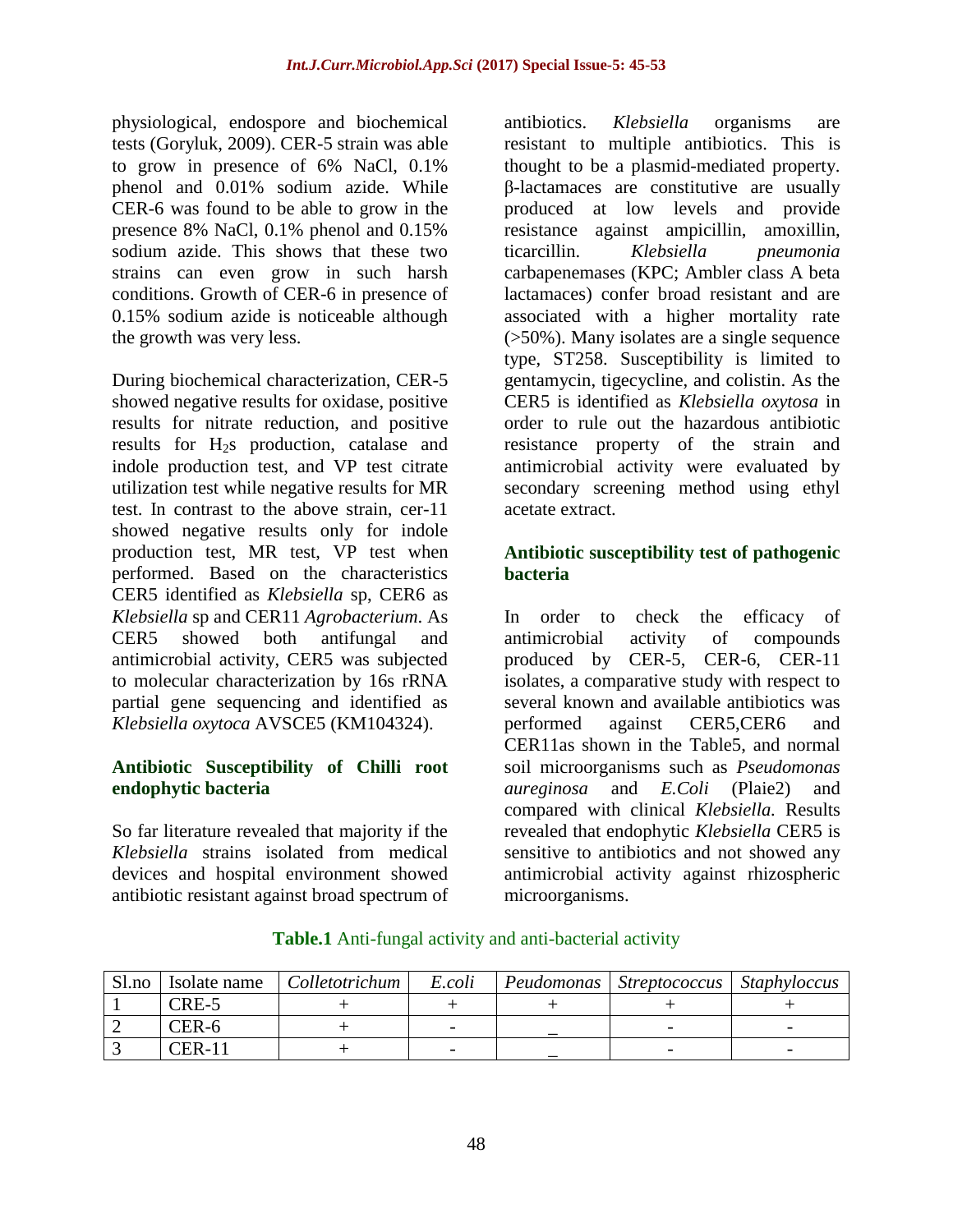physiological, endospore and biochemical tests (Goryluk, 2009). CER-5 strain was able to grow in presence of 6% NaCl, 0.1% phenol and 0.01% sodium azide. While CER-6 was found to be able to grow in the presence 8% NaCl, 0.1% phenol and 0.15% sodium azide. This shows that these two strains can even grow in such harsh conditions. Growth of CER-6 in presence of 0.15% sodium azide is noticeable although the growth was very less.

During biochemical characterization, CER-5 showed negative results for oxidase, positive results for nitrate reduction, and positive results for $H_2$s production, catalase and indole production test, and VP test citrate utilization test while negative results for MR test. In contrast to the above strain, cer-11 showed negative results only for indole production test, MR test, VP test when performed. Based on the characteristics CER5 identified as *Klebsiella* sp, CER6 as *Klebsiella* sp and CER11 *Agrobacterium*. As CER5 showed both antifungal and antimicrobial activity, CER5 was subjected to molecular characterization by 16s rRNA partial gene sequencing and identified as *Klebsiella oxytoca* AVSCE5 (KM104324).

### Antibiotic Susceptibility of Chilli root endophytic bacteria

So far literature revealed that majority if the *Klebsiella* strains isolated from medical devices and hospital environment showed antibiotic resistant against broad spectrum of antibiotics. *Klebsiella* organisms are resistant to multiple antibiotics. This is thought to be a plasmid-mediated property. β-lactamaces are constitutive are usually produced at low levels and provide resistance against ampicillin, amoxillin, ticarcillin. *Klebsiella pneumonia* carbapenemases (KPC; Ambler class A beta lactamaces) confer broad resistant and are associated with a higher mortality rate (>50%). Many isolates are a single sequence type, ST258. Susceptibility is limited to gentamycin, tigecycline, and colistin. As the CER5 is identified as *Klebsiella oxytosa* in order to rule out the hazardous antibiotic resistance property of the strain and antimicrobial activity were evaluated by secondary screening method using ethyl acetate extract.

### Antibiotic susceptibility test of pathogenic bacteria

In order to check the efficacy of antimicrobial activity of compounds produced by CER-5, CER-6, CER-11 isolates, a comparative study with respect to several known and available antibiotics was performed against CER5,CER6 and CER11as shown in the Table5, and normal soil microorganisms such as *Pseudomonas aureginosa* and *E.Coli* (Plaie2) and compared with clinical *Klebsiella.* Results revealed that endophytic *Klebsiella* CER5 is sensitive to antibiotics and not showed any antimicrobial activity against rhizospheric microorganisms.

**Table.1** Anti-fungal activity and anti-bacterial activity

| Sl.no | Isolate name | *Colletotrichum* | *E.coli* | *Peudomonas* | *Streptococcus* | *Staphyloccus* |
|---|---|---|---|---|---|---|
| 1 | CRE-5 | + | + | + | + | + |
| 2 | CER-6 | + | - | _ | - | - |
| 3 | CER-11 | + | - | _ | - | - |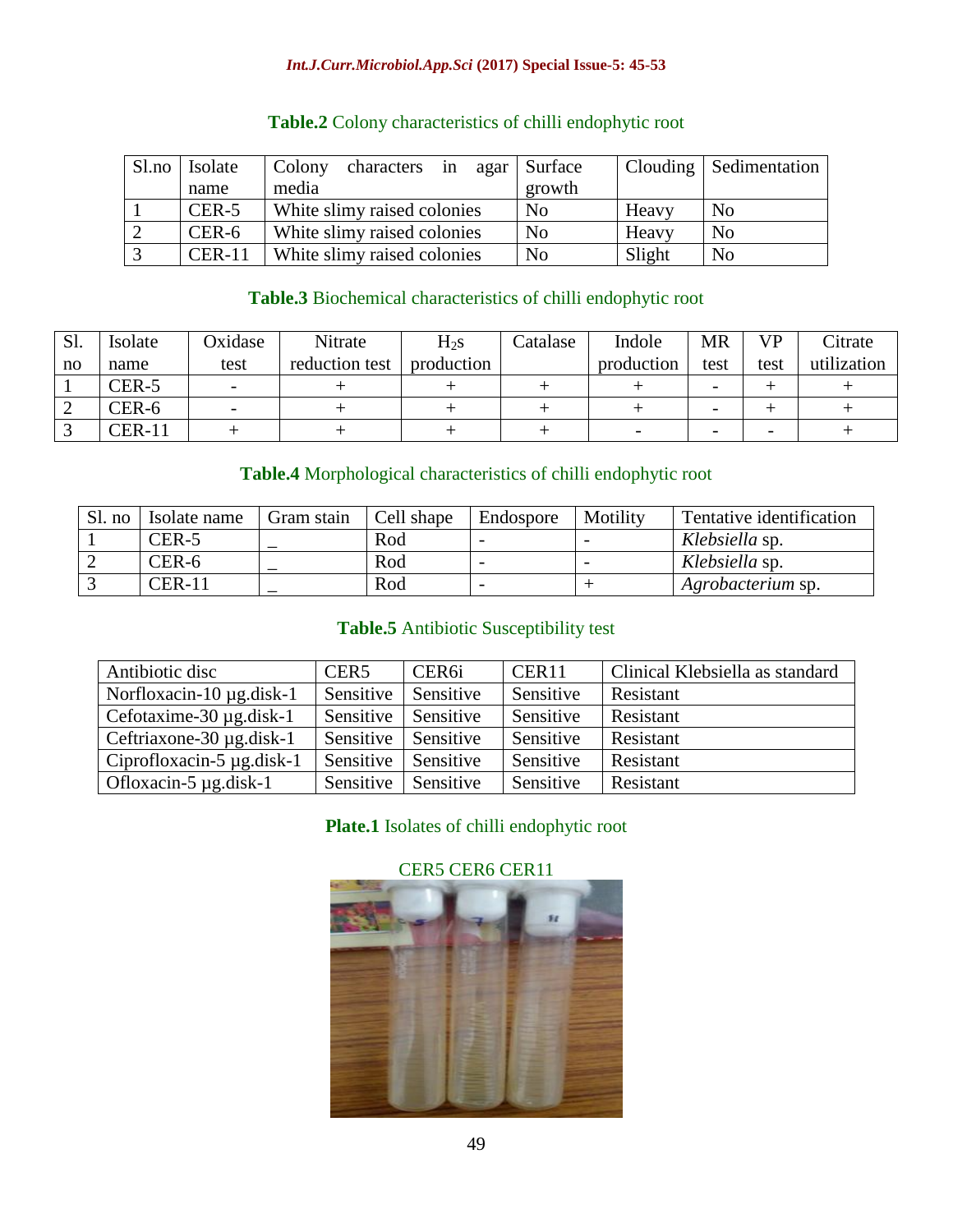**Table.2** Colony characteristics of chilli endophytic root

| Sl.no | Isolate name | Colony characters in agar media | Surface growth | Clouding | Sedimentation |
|---|---|---|---|---|---|
| 1 | CER-5 | White slimy raised colonies | No | Heavy | No |
| 2 | CER-6 | White slimy raised colonies | No | Heavy | No |
| 3 | CER-11 | White slimy raised colonies | No | Slight | No |

**Table.3** Biochemical characteristics of chilli endophytic root

| Sl. no | Isolate name | Oxidase test | Nitrate reduction test | $H_2s$ production | Catalase | Indole production | MR test | VP test | Citrate utilization |
|---|---|---|---|---|---|---|---|---|---|
| 1 | CER-5 | - | + | + | + | + | - | + | + |
| 2 | CER-6 | - | + | + | + | + | - | + | + |
| 3 | CER-11 | + | + | + | + | - | - | - | + |

**Table.4** Morphological characteristics of chilli endophytic root

| Sl. no | Isolate name | Gram stain | Cell shape | Endospore | Motility | Tentative identification |
|---|---|---|---|---|---|---|
| 1 | CER-5 | _ | Rod | - | - | *Klebsiella* sp. |
| 2 | CER-6 | _ | Rod | - | - | *Klebsiella* sp. |
| 3 | CER-11 | _ | Rod | - | + | *Agrobacterium* sp. |

**Table.5** Antibiotic Susceptibility test

| Antibiotic disc | CER5 | CER6i | CER11 | Clinical Klebsiella as standard |
|---|---|---|---|---|
| Norfloxacin-10 µg.disk-1 | Sensitive | Sensitive | Sensitive | Resistant |
| Cefotaxime-30 µg.disk-1 | Sensitive | Sensitive | Sensitive | Resistant |
| Ceftriaxone-30 µg.disk-1 | Sensitive | Sensitive | Sensitive | Resistant |
| Ciprofloxacin-5 µg.disk-1 | Sensitive | Sensitive | Sensitive | Resistant |
| Ofloxacin-5 µg.disk-1 | Sensitive | Sensitive | Sensitive | Resistant |

**Plate.1** Isolates of chilli endophytic root

CER5 CER6 CER11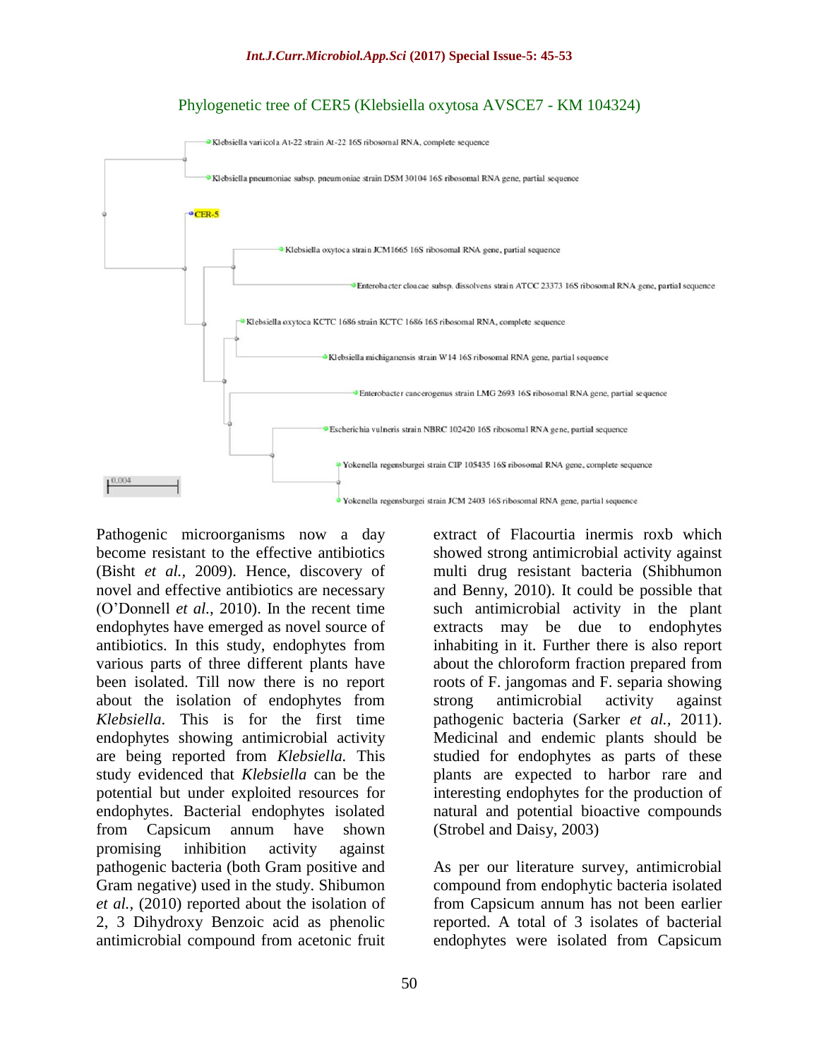Phylogenetic tree of CER5 (Klebsiella oxytosa AVSCE7 - KM 104324)

Klebsiella variicola At-22 strain At-22 16S ribosomal RNA, complete sequence

Klebsiella pneumoniae subsp. pneumoniae strain DSM 30104 16S ribosomal RNA gene, partial sequence

CER-5

Klebsiella oxytoca strain JCM1665 16S ribosomal RNA gene, partial sequence

Enterobacter cloacae subsp. dissolvens strain ATCC 23373 16S ribosomal RNA gene, partial sequence

Klebsiella oxytoca KCTC 1686 strain KCTC 1686 16S ribosomal RNA, complete sequence

Klebsiella michiganensis strain W14 16S ribosomal RNA gene, partial sequence

Enterobacter cancerogenus strain LMG 2693 16S ribosomal RNA gene, partial sequence

Escherichia vulneris strain NBRC 102420 16S ribosomal RNA gene, partial sequence

Yokenella regensburgei strain CIP 105435 16S ribosomal RNA gene, complete sequence

Yokenella regensburgei strain JCM 2403 16S ribosomal RNA gene, partial sequence

0.004

Pathogenic microorganisms now a day become resistant to the effective antibiotics (Bisht *et al.,* 2009). Hence, discovery of novel and effective antibiotics are necessary (O'Donnell *et al.,* 2010). In the recent time endophytes have emerged as novel source of antibiotics. In this study, endophytes from various parts of three different plants have been isolated. Till now there is no report about the isolation of endophytes from *Klebsiella.* This is for the first time endophytes showing antimicrobial activity are being reported from *Klebsiella.* This study evidenced that *Klebsiella* can be the potential but under exploited resources for endophytes. Bacterial endophytes isolated from Capsicum annum have shown promising inhibition activity against pathogenic bacteria (both Gram positive and Gram negative) used in the study. Shibumon *et al.,* (2010) reported about the isolation of 2, 3 Dihydroxy Benzoic acid as phenolic antimicrobial compound from acetonic fruit extract of Flacourtia inermis roxb which showed strong antimicrobial activity against multi drug resistant bacteria (Shibhumon and Benny, 2010). It could be possible that such antimicrobial activity in the plant extracts may be due to endophytes inhabiting in it. Further there is also report about the chloroform fraction prepared from roots of F. jangomas and F. separia showing strong antimicrobial activity against pathogenic bacteria (Sarker *et al.,* 2011). Medicinal and endemic plants should be studied for endophytes as parts of these plants are expected to harbor rare and interesting endophytes for the production of natural and potential bioactive compounds (Strobel and Daisy, 2003)

As per our literature survey, antimicrobial compound from endophytic bacteria isolated from Capsicum annum has not been earlier reported. A total of 3 isolates of bacterial endophytes were isolated from Capsicum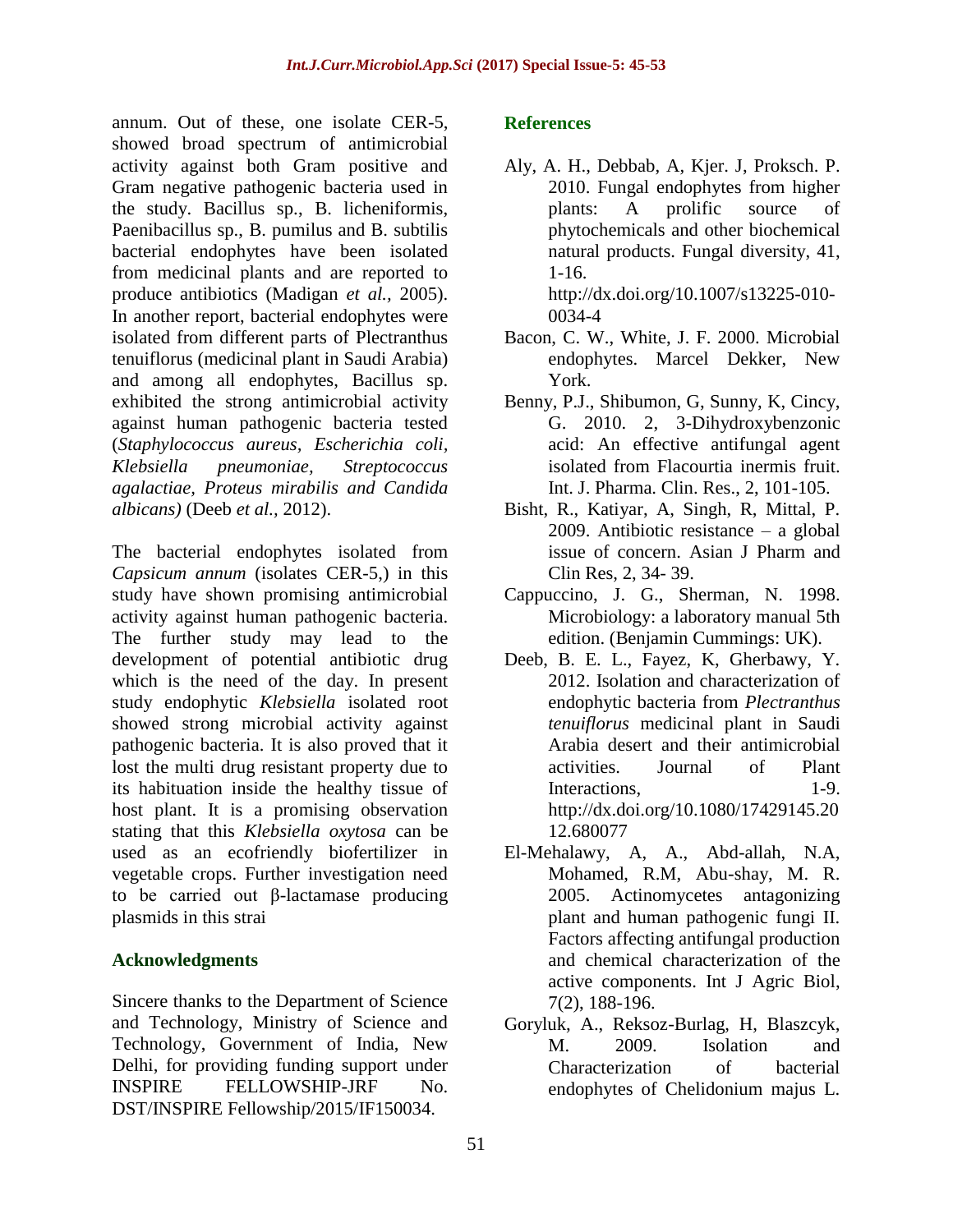annum. Out of these, one isolate CER-5, showed broad spectrum of antimicrobial activity against both Gram positive and Gram negative pathogenic bacteria used in the study. Bacillus sp., B. licheniformis, Paenibacillus sp., B. pumilus and B. subtilis bacterial endophytes have been isolated from medicinal plants and are reported to produce antibiotics (Madigan *et al.*, 2005). In another report, bacterial endophytes were isolated from different parts of Plectranthus tenuiflorus (medicinal plant in Saudi Arabia) and among all endophytes, Bacillus sp. exhibited the strong antimicrobial activity against human pathogenic bacteria tested (*Staphylococcus aureus, Escherichia coli, Klebsiella pneumoniae, Streptococcus agalactiae, Proteus mirabilis and Candida albicans)* (Deeb *et al.*, 2012).

The bacterial endophytes isolated from *Capsicum annum* (isolates CER-5,) in this study have shown promising antimicrobial activity against human pathogenic bacteria. The further study may lead to the development of potential antibiotic drug which is the need of the day. In present study endophytic *Klebsiella* isolated root showed strong microbial activity against pathogenic bacteria. It is also proved that it lost the multi drug resistant property due to its habituation inside the healthy tissue of host plant. It is a promising observation stating that this *Klebsiella oxytosa* can be used as an ecofriendly biofertilizer in vegetable crops. Further investigation need to be carried out β-lactamase producing plasmids in this strai

## Acknowledgments

Sincere thanks to the Department of Science and Technology, Ministry of Science and Technology, Government of India, New Delhi, for providing funding support under INSPIRE FELLOWSHIP-JRF No. DST/INSPIRE Fellowship/2015/IF150034.

## References

Aly, A. H., Debbab, A, Kjer. J, Proksch. P. 2010. Fungal endophytes from higher plants: A prolific source of phytochemicals and other biochemical natural products. Fungal diversity, 41, 1-16. http://dx.doi.org/10.1007/s13225-010-0034-4

Bacon, C. W., White, J. F. 2000. Microbial endophytes. Marcel Dekker, New York.

Benny, P.J., Shibumon, G, Sunny, K, Cincy, G. 2010. 2, 3-Dihydroxybenzonic acid: An effective antifungal agent isolated from Flacourtia inermis fruit. Int. J. Pharma. Clin. Res., 2, 101-105.

Bisht, R., Katiyar, A, Singh, R, Mittal, P. 2009. Antibiotic resistance – a global issue of concern. Asian J Pharm and Clin Res, 2, 34- 39.

Cappuccino, J. G., Sherman, N. 1998. Microbiology: a laboratory manual 5th edition. (Benjamin Cummings: UK).

Deeb, B. E. L., Fayez, K, Gherbawy, Y. 2012. Isolation and characterization of endophytic bacteria from *Plectranthus tenuiflorus* medicinal plant in Saudi Arabia desert and their antimicrobial activities. Journal of Plant Interactions, 1-9. http://dx.doi.org/10.1080/17429145.2012.680077

El-Mehalawy, A, A., Abd-allah, N.A, Mohamed, R.M, Abu-shay, M. R. 2005. Actinomycetes antagonizing plant and human pathogenic fungi II. Factors affecting antifungal production and chemical characterization of the active components. Int J Agric Biol, 7(2), 188-196.

Goryluk, A., Reksoz-Burlag, H, Blaszcyk, M. 2009. Isolation and Characterization of bacterial endophytes of Chelidonium majus L.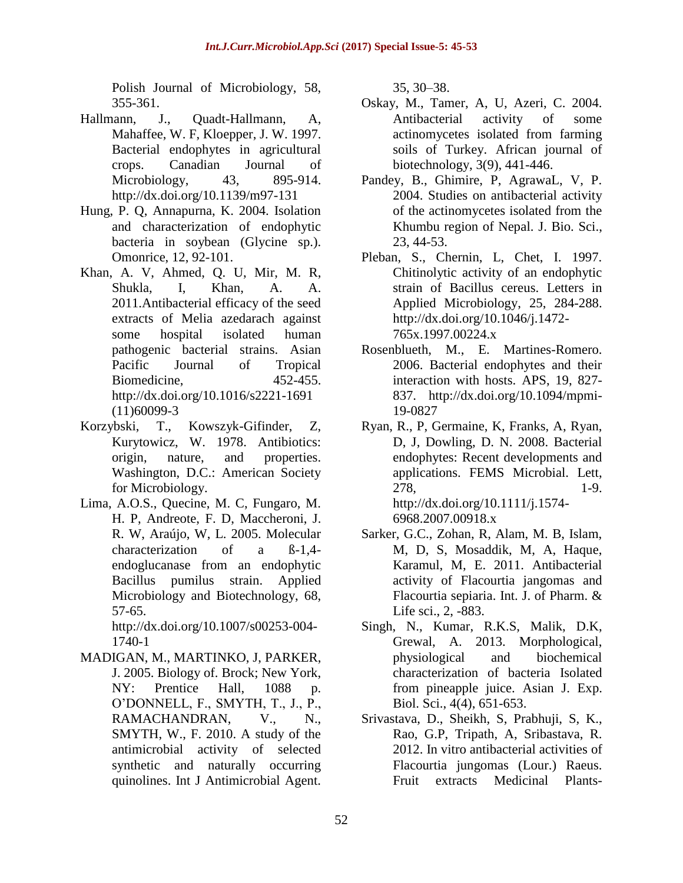Polish Journal of Microbiology, 58, 355-361.

Hallmann, J., Quadt-Hallmann, A, Mahaffee, W. F, Kloepper, J. W. 1997. Bacterial endophytes in agricultural crops. Canadian Journal of Microbiology, 43, 895-914. http://dx.doi.org/10.1139/m97-131

Hung, P. Q, Annapurna, K. 2004. Isolation and characterization of endophytic bacteria in soybean (Glycine sp.). Omonrice, 12, 92-101.

Khan, A. V, Ahmed, Q. U, Mir, M. R, Shukla, I, Khan, A. A. 2011.Antibacterial efficacy of the seed extracts of Melia azedarach against some hospital isolated human pathogenic bacterial strains. Asian Pacific Journal of Tropical Biomedicine, 452-455. http://dx.doi.org/10.1016/s2221-1691 (11)60099-3

Korzybski, T., Kowszyk-Gifinder, Z, Kurytowicz, W. 1978. Antibiotics: origin, nature, and properties. Washington, D.C.: American Society for Microbiology.

Lima, A.O.S., Quecine, M. C, Fungaro, M. H. P, Andreote, F. D, Maccheroni, J. R. W, Araújo, W, L. 2005. Molecular characterization of a ß-1,4-endoglucanase from an endophytic Bacillus pumilus strain. Applied Microbiology and Biotechnology, 68, 57-65. http://dx.doi.org/10.1007/s00253-004-1740-1

MADIGAN, M., MARTINKO, J, PARKER, J. 2005. Biology of. Brock; New York, NY: Prentice Hall, 1088 p. O'DONNELL, F., SMYTH, T., J., P., RAMACHANDRAN, V., N., SMYTH, W., F. 2010. A study of the antimicrobial activity of selected synthetic and naturally occurring quinolines. Int J Antimicrobial Agent. 35, 30–38.

Oskay, M., Tamer, A, U, Azeri, C. 2004. Antibacterial activity of some actinomycetes isolated from farming soils of Turkey. African journal of biotechnology, 3(9), 441-446.

Pandey, B., Ghimire, P, AgrawaL, V, P. 2004. Studies on antibacterial activity of the actinomycetes isolated from the Khumbu region of Nepal. J. Bio. Sci., 23, 44-53.

Pleban, S., Chernin, L, Chet, I. 1997. Chitinolytic activity of an endophytic strain of Bacillus cereus. Letters in Applied Microbiology, 25, 284-288. http://dx.doi.org/10.1046/j.1472-765x.1997.00224.x

Rosenblueth, M., E. Martines-Romero. 2006. Bacterial endophytes and their interaction with hosts. APS, 19, 827-837. http://dx.doi.org/10.1094/mpmi-19-0827

Ryan, R., P, Germaine, K, Franks, A, Ryan, D, J, Dowling, D. N. 2008. Bacterial endophytes: Recent developments and applications. FEMS Microbial. Lett, 278, 1-9. http://dx.doi.org/10.1111/j.1574-6968.2007.00918.x

Sarker, G.C., Zohan, R, Alam, M. B, Islam, M, D, S, Mosaddik, M, A, Haque, Karamul, M, E. 2011. Antibacterial activity of Flacourtia jangomas and Flacourtia sepiaria. Int. J. of Pharm. & Life sci., 2, -883.

Singh, N., Kumar, R.K.S, Malik, D.K, Grewal, A. 2013. Morphological, physiological and biochemical characterization of bacteria Isolated from pineapple juice. Asian J. Exp. Biol. Sci., 4(4), 651-653.

Srivastava, D., Sheikh, S, Prabhuji, S, K., Rao, G.P, Tripath, A, Sribastava, R. 2012. In vitro antibacterial activities of Flacourtia jungomas (Lour.) Raeus. Fruit extracts Medicinal Plants-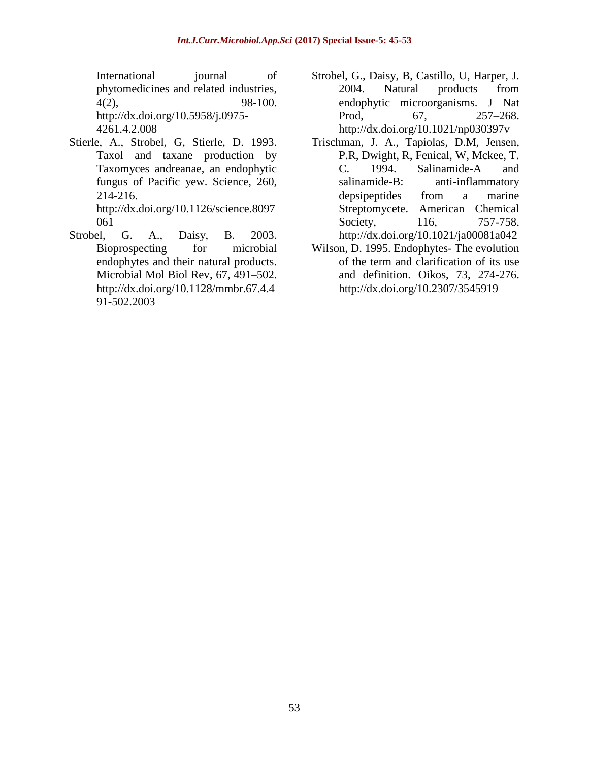International journal of phytomedicines and related industries, 4(2), 98-100. http://dx.doi.org/10.5958/j.0975-4261.4.2.008

Stierle, A., Strobel, G, Stierle, D. 1993. Taxol and taxane production by Taxomyces andreanae, an endophytic fungus of Pacific yew. Science, 260, 214-216. http://dx.doi.org/10.1126/science.8097061

Strobel, G. A., Daisy, B. 2003. Bioprospecting for microbial endophytes and their natural products. Microbial Mol Biol Rev, 67, 491–502. http://dx.doi.org/10.1128/mmbr.67.4.491-502.2003

Strobel, G., Daisy, B, Castillo, U, Harper, J. 2004. Natural products from endophytic microorganisms. J Nat Prod, 67, 257–268. http://dx.doi.org/10.1021/np030397v

Trischman, J. A., Tapiolas, D.M, Jensen, P.R, Dwight, R, Fenical, W, Mckee, T. C. 1994. Salinamide-A and salinamide-B: anti-inflammatory depsipeptides from a marine Streptomycete. American Chemical Society, 116, 757-758. http://dx.doi.org/10.1021/ja00081a042

Wilson, D. 1995. Endophytes- The evolution of the term and clarification of its use and definition. Oikos, 73, 274-276. http://dx.doi.org/10.2307/3545919